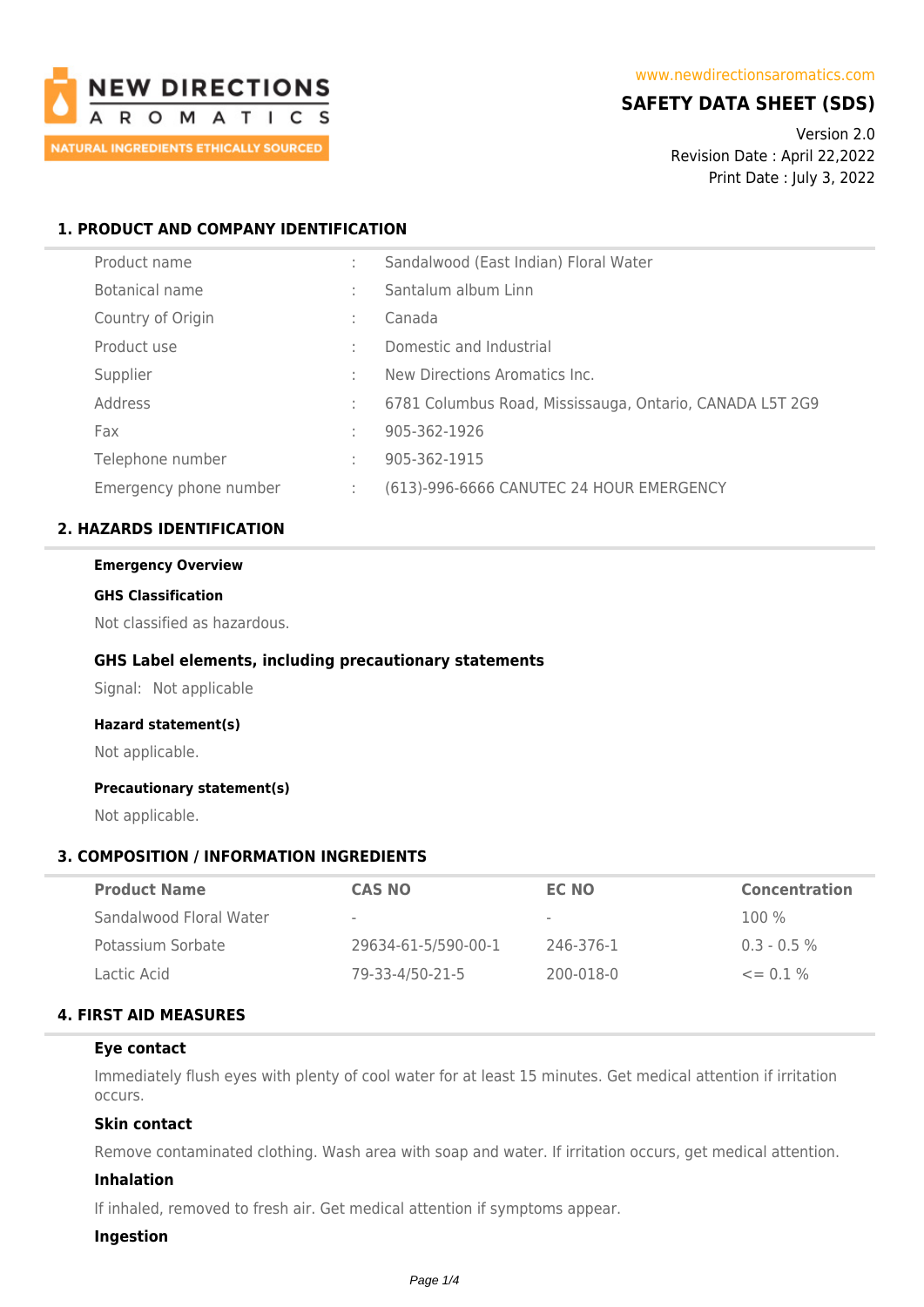NEW DIRECTIONS AROMATICS

NATURAL INGREDIENTS ETHICALLY SOURCED

www.newdirectionsaromatics.com

# SAFETY DATA SHEET (SDS)

Version 2.0
Revision Date : April 22,2022
Print Date : July 3, 2022

## 1. PRODUCT AND COMPANY IDENTIFICATION

| | | |
|---|---|---|
| Product name | : | Sandalwood (East Indian) Floral Water |
| Botanical name | : | Santalum album Linn |
| Country of Origin | : | Canada |
| Product use | : | Domestic and Industrial |
| Supplier | : | New Directions Aromatics Inc. |
| Address | : | 6781 Columbus Road, Mississauga, Ontario, CANADA L5T 2G9 |
| Fax | : | 905-362-1926 |
| Telephone number | : | 905-362-1915 |
| Emergency phone number | : | (613)-996-6666 CANUTEC 24 HOUR EMERGENCY |

## 2. HAZARDS IDENTIFICATION

**Emergency Overview**

**GHS Classification**

Not classified as hazardous.

### GHS Label elements, including precautionary statements

Signal: Not applicable

**Hazard statement(s)**

Not applicable.

**Precautionary statement(s)**

Not applicable.

## 3. COMPOSITION / INFORMATION INGREDIENTS

| Product Name | CAS NO | EC NO | Concentration |
|---|---|---|---|
| Sandalwood Floral Water | - | - | 100 % |
| Potassium Sorbate | 29634-61-5/590-00-1 | 246-376-1 | 0.3 - 0.5 % |
| Lactic Acid | 79-33-4/50-21-5 | 200-018-0 | <= 0.1 % |

## 4. FIRST AID MEASURES

### Eye contact

Immediately flush eyes with plenty of cool water for at least 15 minutes. Get medical attention if irritation occurs.

### Skin contact

Remove contaminated clothing. Wash area with soap and water. If irritation occurs, get medical attention.

### Inhalation

If inhaled, removed to fresh air. Get medical attention if symptoms appear.

### Ingestion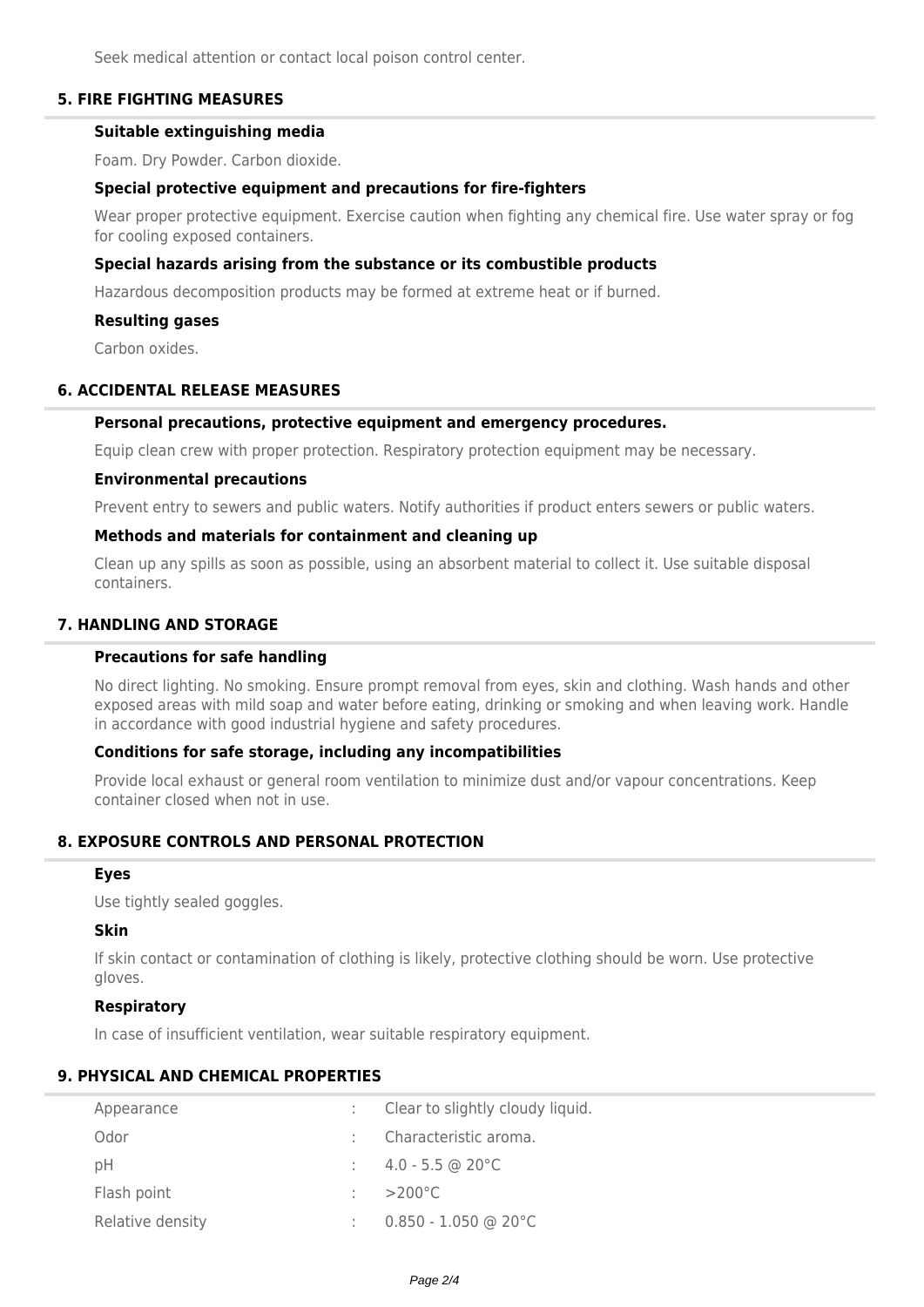Seek medical attention or contact local poison control center.

## 5. FIRE FIGHTING MEASURES

### Suitable extinguishing media

Foam. Dry Powder. Carbon dioxide.

### Special protective equipment and precautions for fire-fighters

Wear proper protective equipment. Exercise caution when fighting any chemical fire. Use water spray or fog for cooling exposed containers.

### Special hazards arising from the substance or its combustible products

Hazardous decomposition products may be formed at extreme heat or if burned.

### Resulting gases

Carbon oxides.

## 6. ACCIDENTAL RELEASE MEASURES

### Personal precautions, protective equipment and emergency procedures.

Equip clean crew with proper protection. Respiratory protection equipment may be necessary.

### Environmental precautions

Prevent entry to sewers and public waters. Notify authorities if product enters sewers or public waters.

### Methods and materials for containment and cleaning up

Clean up any spills as soon as possible, using an absorbent material to collect it. Use suitable disposal containers.

## 7. HANDLING AND STORAGE

### Precautions for safe handling

No direct lighting. No smoking. Ensure prompt removal from eyes, skin and clothing. Wash hands and other exposed areas with mild soap and water before eating, drinking or smoking and when leaving work. Handle in accordance with good industrial hygiene and safety procedures.

### Conditions for safe storage, including any incompatibilities

Provide local exhaust or general room ventilation to minimize dust and/or vapour concentrations. Keep container closed when not in use.

## 8. EXPOSURE CONTROLS AND PERSONAL PROTECTION

### Eyes

Use tightly sealed goggles.

### Skin

If skin contact or contamination of clothing is likely, protective clothing should be worn. Use protective gloves.

### Respiratory

In case of insufficient ventilation, wear suitable respiratory equipment.

## 9. PHYSICAL AND CHEMICAL PROPERTIES

| | | |
|---|---|---|
| Appearance | : | Clear to slightly cloudy liquid. |
| Odor | : | Characteristic aroma. |
| pH | : | 4.0 - 5.5 @ 20°C |
| Flash point | : | >200°C |
| Relative density | : | 0.850 - 1.050 @ 20°C |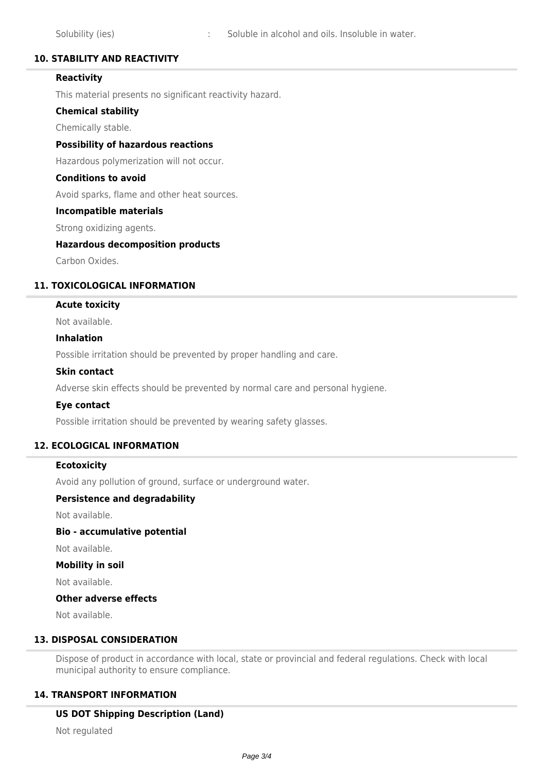Solubility (ies) : Soluble in alcohol and oils. Insoluble in water.

## 10. STABILITY AND REACTIVITY

### Reactivity

This material presents no significant reactivity hazard.

### Chemical stability

Chemically stable.

### Possibility of hazardous reactions

Hazardous polymerization will not occur.

### Conditions to avoid

Avoid sparks, flame and other heat sources.

### Incompatible materials

Strong oxidizing agents.

### Hazardous decomposition products

Carbon Oxides.

## 11. TOXICOLOGICAL INFORMATION

### Acute toxicity

Not available.

### Inhalation

Possible irritation should be prevented by proper handling and care.

### Skin contact

Adverse skin effects should be prevented by normal care and personal hygiene.

### Eye contact

Possible irritation should be prevented by wearing safety glasses.

## 12. ECOLOGICAL INFORMATION

### Ecotoxicity

Avoid any pollution of ground, surface or underground water.

### Persistence and degradability

Not available.

### Bio - accumulative potential

Not available.

### Mobility in soil

Not available.

### Other adverse effects

Not available.

## 13. DISPOSAL CONSIDERATION

Dispose of product in accordance with local, state or provincial and federal regulations. Check with local municipal authority to ensure compliance.

## 14. TRANSPORT INFORMATION

### US DOT Shipping Description (Land)

Not regulated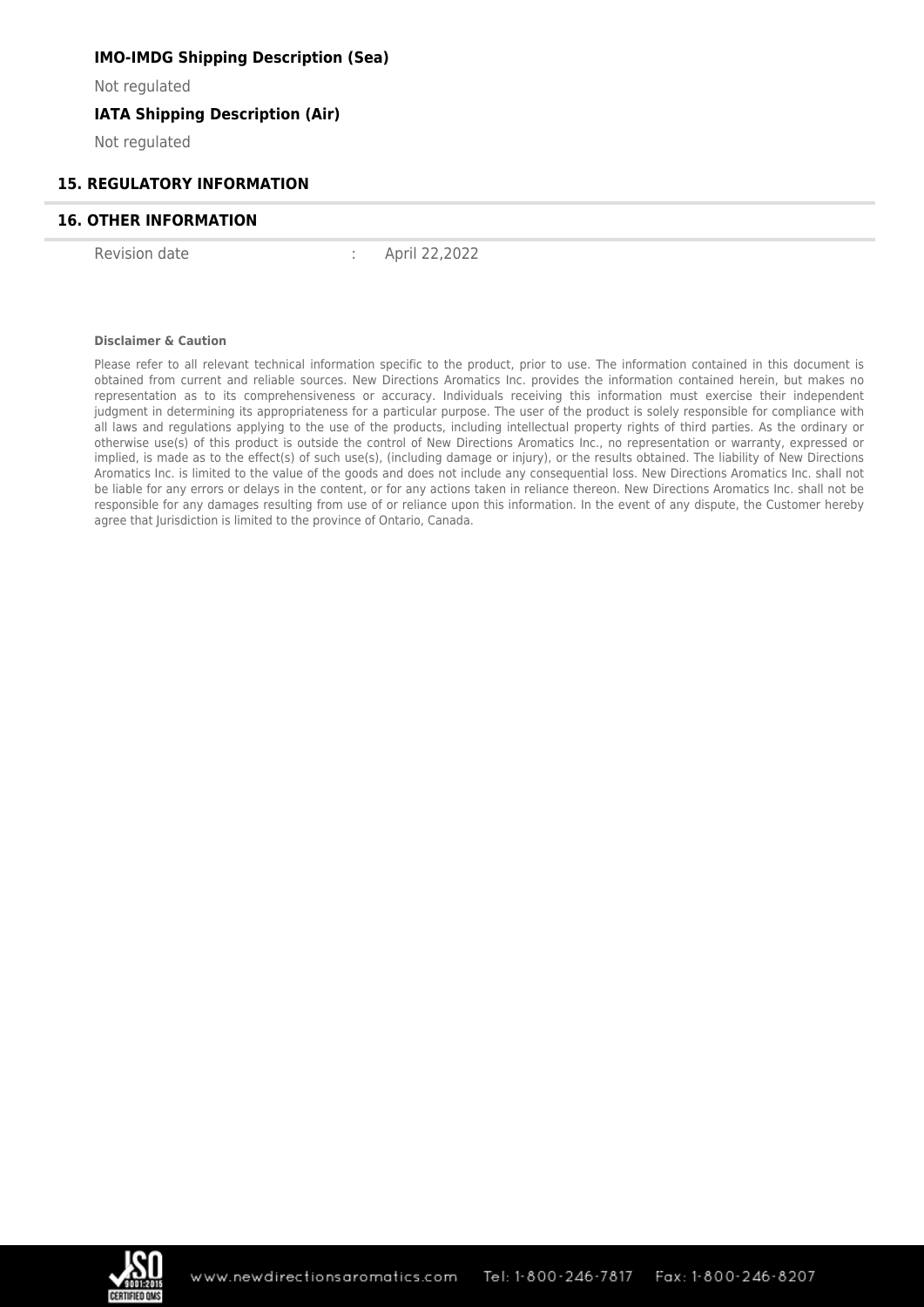**IMO-IMDG Shipping Description (Sea)**

Not regulated

**IATA Shipping Description (Air)**

Not regulated

## 15. REGULATORY INFORMATION

## 16. OTHER INFORMATION

| | | |
|---|---|---|
| Revision date | : | April 22,2022 |

**Disclaimer & Caution**

Please refer to all relevant technical information specific to the product, prior to use. The information contained in this document is obtained from current and reliable sources. New Directions Aromatics Inc. provides the information contained herein, but makes no representation as to its comprehensiveness or accuracy. Individuals receiving this information must exercise their independent judgment in determining its appropriateness for a particular purpose. The user of the product is solely responsible for compliance with all laws and regulations applying to the use of the products, including intellectual property rights of third parties. As the ordinary or otherwise use(s) of this product is outside the control of New Directions Aromatics Inc., no representation or warranty, expressed or implied, is made as to the effect(s) of such use(s), (including damage or injury), or the results obtained. The liability of New Directions Aromatics Inc. is limited to the value of the goods and does not include any consequential loss. New Directions Aromatics Inc. shall not be liable for any errors or delays in the content, or for any actions taken in reliance thereon. New Directions Aromatics Inc. shall not be responsible for any damages resulting from use of or reliance upon this information. In the event of any dispute, the Customer hereby agree that Jurisdiction is limited to the province of Ontario, Canada.